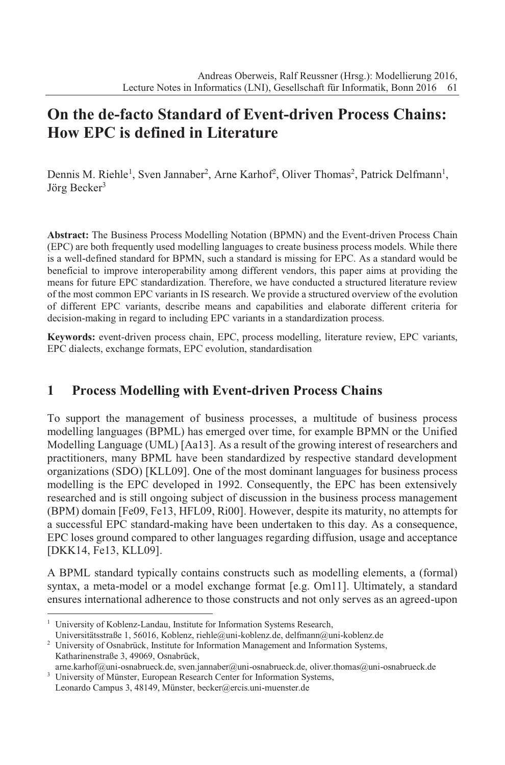# On the de-facto Standard of Event-driven Process Chains: How EPC is defined in Literature

Dennis M. Riehle[1], Sven Jannaber[2], Arne Karhof[2], Oliver Thomas[2], Patrick Delfmann[1], Jörg Becker[3]

**Abstract:** The Business Process Modelling Notation (BPMN) and the Event-driven Process Chain (EPC) are both frequently used modelling languages to create business process models. While there is a well-defined standard for BPMN, such a standard is missing for EPC. As a standard would be beneficial to improve interoperability among different vendors, this paper aims at providing the means for future EPC standardization. Therefore, we have conducted a structured literature review of the most common EPC variants in IS research. We provide a structured overview of the evolution of different EPC variants, describe means and capabilities and elaborate different criteria for decision-making in regard to including EPC variants in a standardization process.

**Keywords:** event-driven process chain, EPC, process modelling, literature review, EPC variants, EPC dialects, exchange formats, EPC evolution, standardisation

## 1 Process Modelling with Event-driven Process Chains

To support the management of business processes, a multitude of business process modelling languages (BPML) has emerged over time, for example BPMN or the Unified Modelling Language (UML) [Aa13]. As a result of the growing interest of researchers and practitioners, many BPML have been standardized by respective standard development organizations (SDO) [KLL09]. One of the most dominant languages for business process modelling is the EPC developed in 1992. Consequently, the EPC has been extensively researched and is still ongoing subject of discussion in the business process management (BPM) domain [Fe09, Fe13, HFL09, Ri00]. However, despite its maturity, no attempts for a successful EPC standard-making have been undertaken to this day. As a consequence, EPC loses ground compared to other languages regarding diffusion, usage and acceptance [DKK14, Fe13, KLL09].

A BPML standard typically contains constructs such as modelling elements, a (formal) syntax, a meta-model or a model exchange format [e.g. Om11]. Ultimately, a standard ensures international adherence to those constructs and not only serves as an agreed-upon

[1] University of Koblenz-Landau, Institute for Information Systems Research, Universitätsstraße 1, 56016, Koblenz, riehle@uni-koblenz.de, delfmann@uni-koblenz.de

[2] University of Osnabrück, Institute for Information Management and Information Systems, Katharinenstraße 3, 49069, Osnabrück, arne.karhof@uni-osnabrueck.de, sven.jannaber@uni-osnabrueck.de, oliver.thomas@uni-osnabrueck.de

[3] University of Münster, European Research Center for Information Systems, Leonardo Campus 3, 48149, Münster, becker@ercis.uni-muenster.de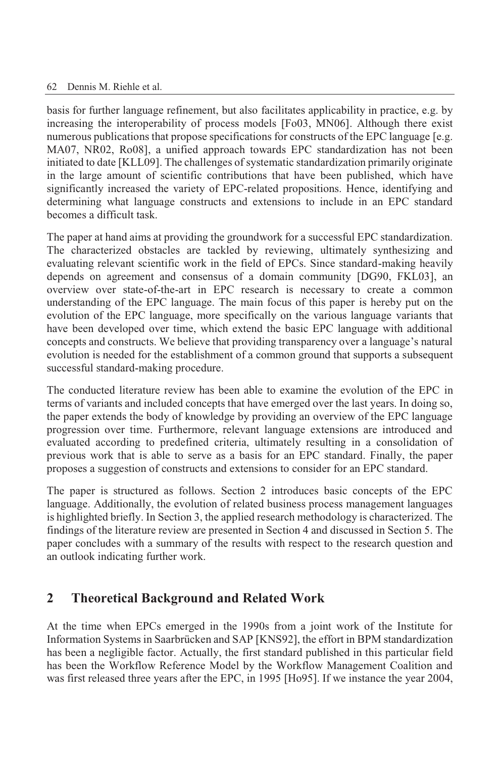basis for further language refinement, but also facilitates applicability in practice, e.g. by increasing the interoperability of process models [Fo03, MN06]. Although there exist numerous publications that propose specifications for constructs of the EPC language [e.g. MA07, NR02, Ro08], a unified approach towards EPC standardization has not been initiated to date [KLL09]. The challenges of systematic standardization primarily originate in the large amount of scientific contributions that have been published, which have significantly increased the variety of EPC-related propositions. Hence, identifying and determining what language constructs and extensions to include in an EPC standard becomes a difficult task.

The paper at hand aims at providing the groundwork for a successful EPC standardization. The characterized obstacles are tackled by reviewing, ultimately synthesizing and evaluating relevant scientific work in the field of EPCs. Since standard-making heavily depends on agreement and consensus of a domain community [DG90, FKL03], an overview over state-of-the-art in EPC research is necessary to create a common understanding of the EPC language. The main focus of this paper is hereby put on the evolution of the EPC language, more specifically on the various language variants that have been developed over time, which extend the basic EPC language with additional concepts and constructs. We believe that providing transparency over a language's natural evolution is needed for the establishment of a common ground that supports a subsequent successful standard-making procedure.

The conducted literature review has been able to examine the evolution of the EPC in terms of variants and included concepts that have emerged over the last years. In doing so, the paper extends the body of knowledge by providing an overview of the EPC language progression over time. Furthermore, relevant language extensions are introduced and evaluated according to predefined criteria, ultimately resulting in a consolidation of previous work that is able to serve as a basis for an EPC standard. Finally, the paper proposes a suggestion of constructs and extensions to consider for an EPC standard.

The paper is structured as follows. Section 2 introduces basic concepts of the EPC language. Additionally, the evolution of related business process management languages is highlighted briefly. In Section 3, the applied research methodology is characterized. The findings of the literature review are presented in Section 4 and discussed in Section 5. The paper concludes with a summary of the results with respect to the research question and an outlook indicating further work.

## 2 Theoretical Background and Related Work

At the time when EPCs emerged in the 1990s from a joint work of the Institute for Information Systems in Saarbrücken and SAP [KNS92], the effort in BPM standardization has been a negligible factor. Actually, the first standard published in this particular field has been the Workflow Reference Model by the Workflow Management Coalition and was first released three years after the EPC, in 1995 [Ho95]. If we instance the year 2004,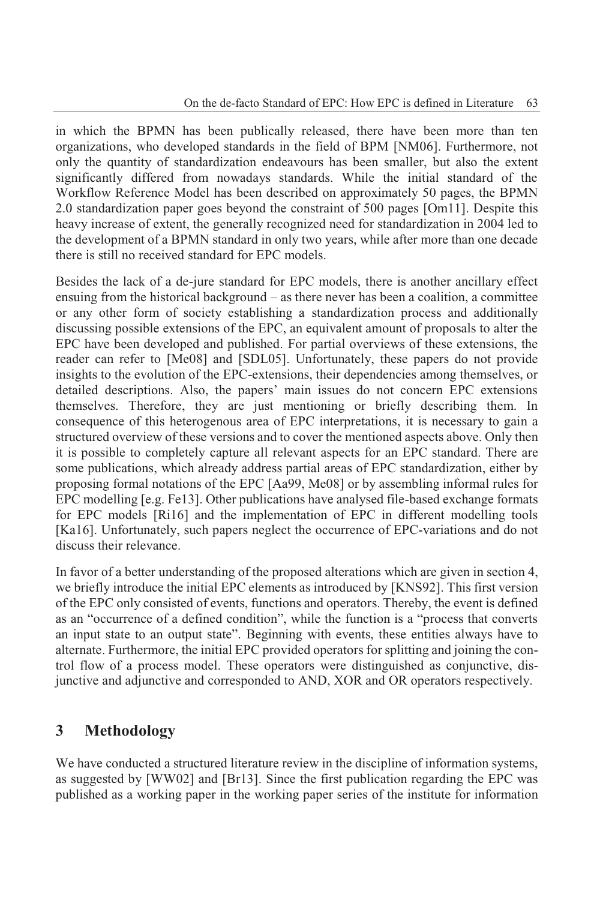in which the BPMN has been publically released, there have been more than ten organizations, who developed standards in the field of BPM [NM06]. Furthermore, not only the quantity of standardization endeavours has been smaller, but also the extent significantly differed from nowadays standards. While the initial standard of the Workflow Reference Model has been described on approximately 50 pages, the BPMN 2.0 standardization paper goes beyond the constraint of 500 pages [Om11]. Despite this heavy increase of extent, the generally recognized need for standardization in 2004 led to the development of a BPMN standard in only two years, while after more than one decade there is still no received standard for EPC models.

Besides the lack of a de-jure standard for EPC models, there is another ancillary effect ensuing from the historical background – as there never has been a coalition, a committee or any other form of society establishing a standardization process and additionally discussing possible extensions of the EPC, an equivalent amount of proposals to alter the EPC have been developed and published. For partial overviews of these extensions, the reader can refer to [Me08] and [SDL05]. Unfortunately, these papers do not provide insights to the evolution of the EPC-extensions, their dependencies among themselves, or detailed descriptions. Also, the papers' main issues do not concern EPC extensions themselves. Therefore, they are just mentioning or briefly describing them. In consequence of this heterogenous area of EPC interpretations, it is necessary to gain a structured overview of these versions and to cover the mentioned aspects above. Only then it is possible to completely capture all relevant aspects for an EPC standard. There are some publications, which already address partial areas of EPC standardization, either by proposing formal notations of the EPC [Aa99, Me08] or by assembling informal rules for EPC modelling [e.g. Fe13]. Other publications have analysed file-based exchange formats for EPC models [Ri16] and the implementation of EPC in different modelling tools [Ka16]. Unfortunately, such papers neglect the occurrence of EPC-variations and do not discuss their relevance.

In favor of a better understanding of the proposed alterations which are given in section 4, we briefly introduce the initial EPC elements as introduced by [KNS92]. This first version of the EPC only consisted of events, functions and operators. Thereby, the event is defined as an "occurrence of a defined condition", while the function is a "process that converts an input state to an output state". Beginning with events, these entities always have to alternate. Furthermore, the initial EPC provided operators for splitting and joining the control flow of a process model. These operators were distinguished as conjunctive, disjunctive and adjunctive and corresponded to AND, XOR and OR operators respectively.

## 3 Methodology

We have conducted a structured literature review in the discipline of information systems, as suggested by [WW02] and [Br13]. Since the first publication regarding the EPC was published as a working paper in the working paper series of the institute for information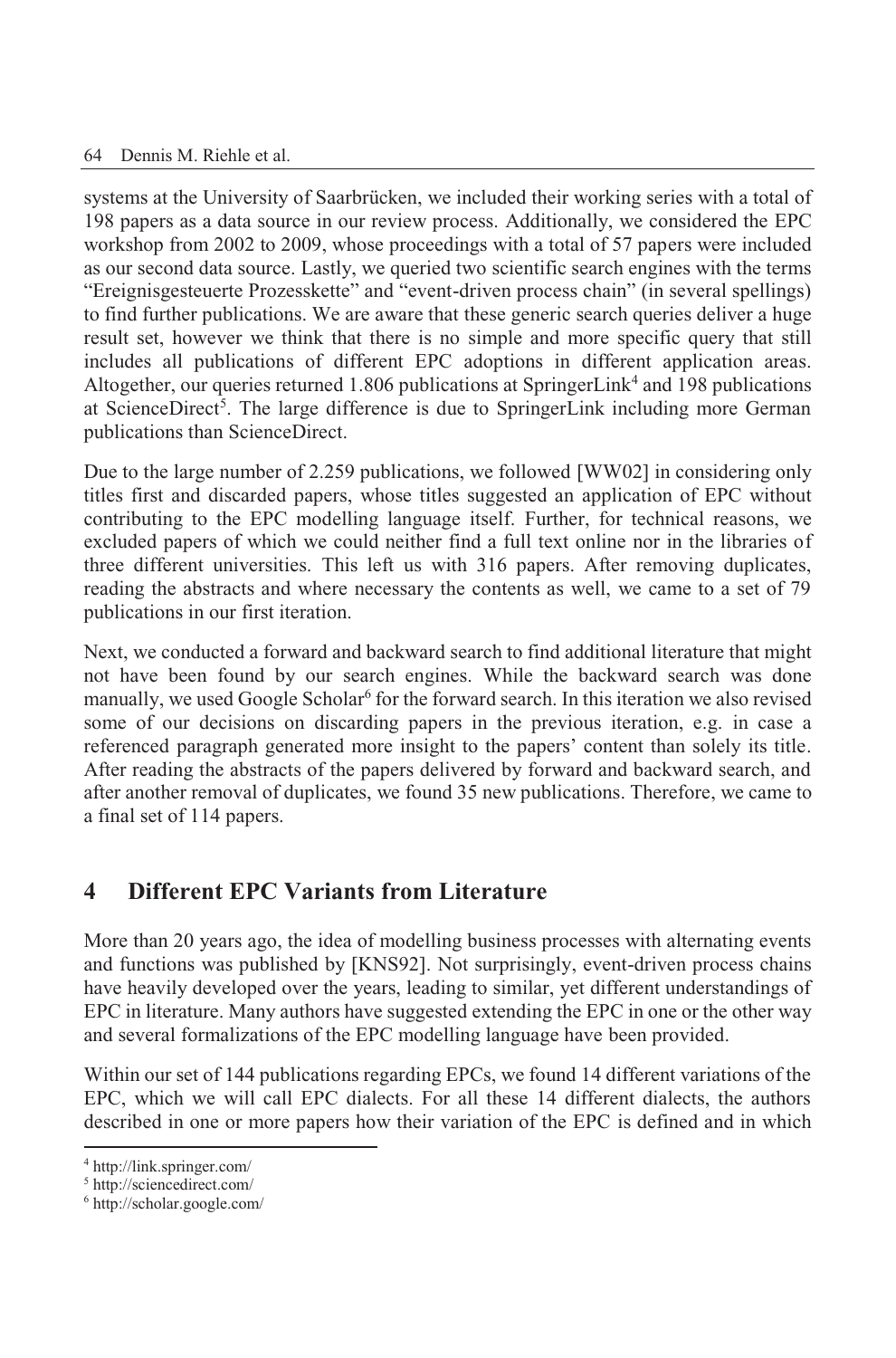systems at the University of Saarbrücken, we included their working series with a total of 198 papers as a data source in our review process. Additionally, we considered the EPC workshop from 2002 to 2009, whose proceedings with a total of 57 papers were included as our second data source. Lastly, we queried two scientific search engines with the terms "Ereignisgesteuerte Prozesskette" and "event-driven process chain" (in several spellings) to find further publications. We are aware that these generic search queries deliver a huge result set, however we think that there is no simple and more specific query that still includes all publications of different EPC adoptions in different application areas. Altogether, our queries returned 1.806 publications at SpringerLink[4] and 198 publications at ScienceDirect[5]. The large difference is due to SpringerLink including more German publications than ScienceDirect.

Due to the large number of 2.259 publications, we followed [WW02] in considering only titles first and discarded papers, whose titles suggested an application of EPC without contributing to the EPC modelling language itself. Further, for technical reasons, we excluded papers of which we could neither find a full text online nor in the libraries of three different universities. This left us with 316 papers. After removing duplicates, reading the abstracts and where necessary the contents as well, we came to a set of 79 publications in our first iteration.

Next, we conducted a forward and backward search to find additional literature that might not have been found by our search engines. While the backward search was done manually, we used Google Scholar[6] for the forward search. In this iteration we also revised some of our decisions on discarding papers in the previous iteration, e.g. in case a referenced paragraph generated more insight to the papers' content than solely its title. After reading the abstracts of the papers delivered by forward and backward search, and after another removal of duplicates, we found 35 new publications. Therefore, we came to a final set of 114 papers.

## 4 Different EPC Variants from Literature

More than 20 years ago, the idea of modelling business processes with alternating events and functions was published by [KNS92]. Not surprisingly, event-driven process chains have heavily developed over the years, leading to similar, yet different understandings of EPC in literature. Many authors have suggested extending the EPC in one or the other way and several formalizations of the EPC modelling language have been provided.

Within our set of 144 publications regarding EPCs, we found 14 different variations of the EPC, which we will call EPC dialects. For all these 14 different dialects, the authors described in one or more papers how their variation of the EPC is defined and in which

[4] http://link.springer.com/

[5] http://sciencedirect.com/

[6] http://scholar.google.com/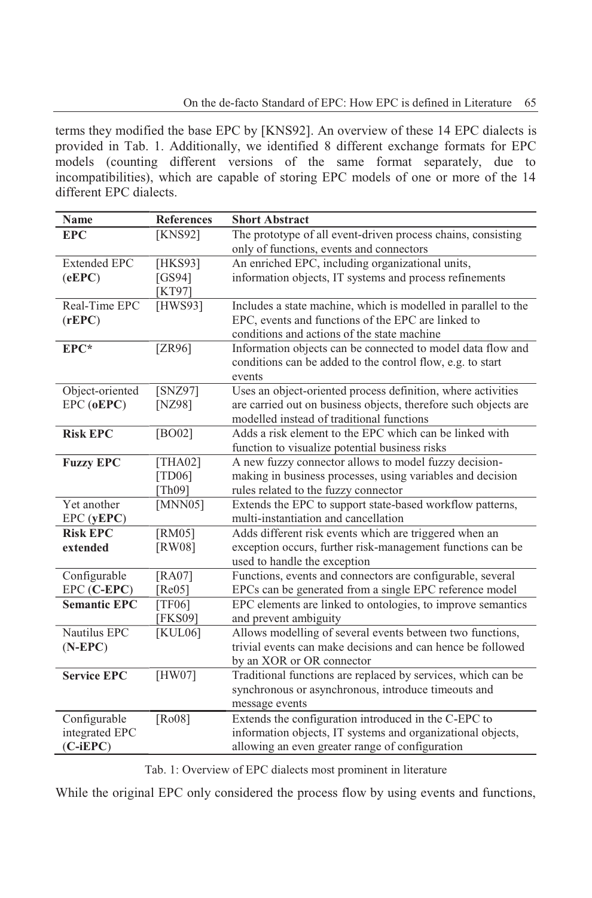terms they modified the base EPC by [KNS92]. An overview of these 14 EPC dialects is provided in Tab. 1. Additionally, we identified 8 different exchange formats for EPC models (counting different versions of the same format separately, due to incompatibilities), which are capable of storing EPC models of one or more of the 14 different EPC dialects.

| Name | References | Short Abstract |
|---|---|---|
| **EPC** | [KNS92] | The prototype of all event-driven process chains, consisting only of functions, events and connectors |
| Extended EPC (**eEPC**) | [HKS93] [GS94] [KT97] | An enriched EPC, including organizational units, information objects, IT systems and process refinements |
| Real-Time EPC (**rEPC**) | [HWS93] | Includes a state machine, which is modelled in parallel to the EPC, events and functions of the EPC are linked to conditions and actions of the state machine |
| **EPC*** | [ZR96] | Information objects can be connected to model data flow and conditions can be added to the control flow, e.g. to start events |
| Object-oriented EPC (**oEPC**) | [SNZ97] [NZ98] | Uses an object-oriented process definition, where activities are carried out on business objects, therefore such objects are modelled instead of traditional functions |
| **Risk EPC** | [BO02] | Adds a risk element to the EPC which can be linked with function to visualize potential business risks |
| **Fuzzy EPC** | [THA02] [TD06] [Th09] | A new fuzzy connector allows to model fuzzy decision-making in business processes, using variables and decision rules related to the fuzzy connector |
| Yet another EPC (**yEPC**) | [MNN05] | Extends the EPC to support state-based workflow patterns, multi-instantiation and cancellation |
| **Risk EPC extended** | [RM05] [RW08] | Adds different risk events which are triggered when an exception occurs, further risk-management functions can be used to handle the exception |
| Configurable EPC (**C-EPC**) | [RA07] [Re05] | Functions, events and connectors are configurable, several EPCs can be generated from a single EPC reference model |
| **Semantic EPC** | [TF06] [FKS09] | EPC elements are linked to ontologies, to improve semantics and prevent ambiguity |
| Nautilus EPC (**N-EPC**) | [KUL06] | Allows modelling of several events between two functions, trivial events can make decisions and can hence be followed by an XOR or OR connector |
| **Service EPC** | [HW07] | Traditional functions are replaced by services, which can be synchronous or asynchronous, introduce timeouts and message events |
| Configurable integrated EPC (**C-iEPC**) | [Ro08] | Extends the configuration introduced in the C-EPC to information objects, IT systems and organizational objects, allowing an even greater range of configuration |

Tab. 1: Overview of EPC dialects most prominent in literature

While the original EPC only considered the process flow by using events and functions,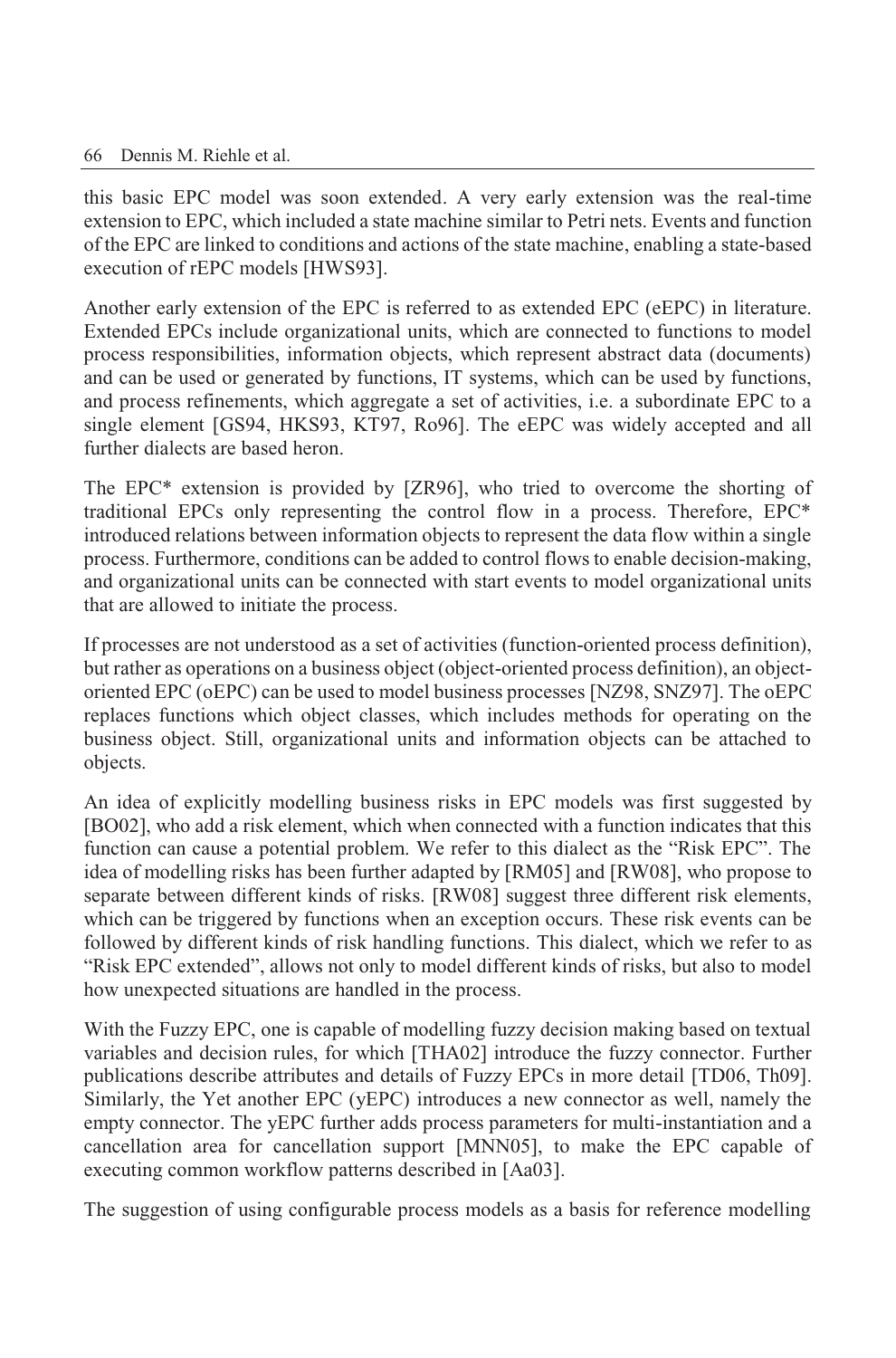this basic EPC model was soon extended. A very early extension was the real-time extension to EPC, which included a state machine similar to Petri nets. Events and function of the EPC are linked to conditions and actions of the state machine, enabling a state-based execution of rEPC models [HWS93].

Another early extension of the EPC is referred to as extended EPC (eEPC) in literature. Extended EPCs include organizational units, which are connected to functions to model process responsibilities, information objects, which represent abstract data (documents) and can be used or generated by functions, IT systems, which can be used by functions, and process refinements, which aggregate a set of activities, i.e. a subordinate EPC to a single element [GS94, HKS93, KT97, Ro96]. The eEPC was widely accepted and all further dialects are based heron.

The EPC* extension is provided by [ZR96], who tried to overcome the shorting of traditional EPCs only representing the control flow in a process. Therefore, EPC* introduced relations between information objects to represent the data flow within a single process. Furthermore, conditions can be added to control flows to enable decision-making, and organizational units can be connected with start events to model organizational units that are allowed to initiate the process.

If processes are not understood as a set of activities (function-oriented process definition), but rather as operations on a business object (object-oriented process definition), an object-oriented EPC (oEPC) can be used to model business processes [NZ98, SNZ97]. The oEPC replaces functions which object classes, which includes methods for operating on the business object. Still, organizational units and information objects can be attached to objects.

An idea of explicitly modelling business risks in EPC models was first suggested by [BO02], who add a risk element, which when connected with a function indicates that this function can cause a potential problem. We refer to this dialect as the "Risk EPC". The idea of modelling risks has been further adapted by [RM05] and [RW08], who propose to separate between different kinds of risks. [RW08] suggest three different risk elements, which can be triggered by functions when an exception occurs. These risk events can be followed by different kinds of risk handling functions. This dialect, which we refer to as "Risk EPC extended", allows not only to model different kinds of risks, but also to model how unexpected situations are handled in the process.

With the Fuzzy EPC, one is capable of modelling fuzzy decision making based on textual variables and decision rules, for which [THA02] introduce the fuzzy connector. Further publications describe attributes and details of Fuzzy EPCs in more detail [TD06, Th09]. Similarly, the Yet another EPC (yEPC) introduces a new connector as well, namely the empty connector. The yEPC further adds process parameters for multi-instantiation and a cancellation area for cancellation support [MNN05], to make the EPC capable of executing common workflow patterns described in [Aa03].

The suggestion of using configurable process models as a basis for reference modelling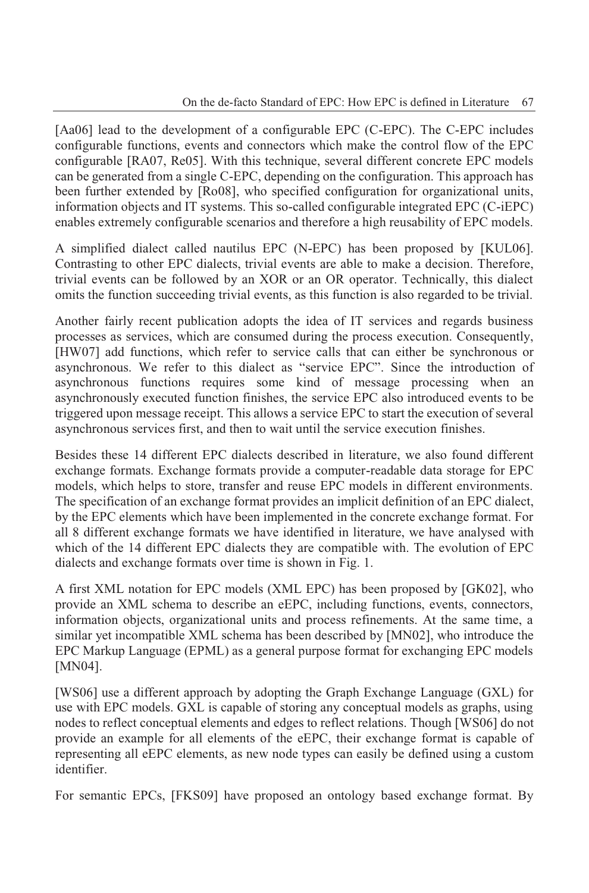[Aa06] lead to the development of a configurable EPC (C-EPC). The C-EPC includes configurable functions, events and connectors which make the control flow of the EPC configurable [RA07, Re05]. With this technique, several different concrete EPC models can be generated from a single C-EPC, depending on the configuration. This approach has been further extended by [Ro08], who specified configuration for organizational units, information objects and IT systems. This so-called configurable integrated EPC (C-iEPC) enables extremely configurable scenarios and therefore a high reusability of EPC models.

A simplified dialect called nautilus EPC (N-EPC) has been proposed by [KUL06]. Contrasting to other EPC dialects, trivial events are able to make a decision. Therefore, trivial events can be followed by an XOR or an OR operator. Technically, this dialect omits the function succeeding trivial events, as this function is also regarded to be trivial.

Another fairly recent publication adopts the idea of IT services and regards business processes as services, which are consumed during the process execution. Consequently, [HW07] add functions, which refer to service calls that can either be synchronous or asynchronous. We refer to this dialect as "service EPC". Since the introduction of asynchronous functions requires some kind of message processing when an asynchronously executed function finishes, the service EPC also introduced events to be triggered upon message receipt. This allows a service EPC to start the execution of several asynchronous services first, and then to wait until the service execution finishes.

Besides these 14 different EPC dialects described in literature, we also found different exchange formats. Exchange formats provide a computer-readable data storage for EPC models, which helps to store, transfer and reuse EPC models in different environments. The specification of an exchange format provides an implicit definition of an EPC dialect, by the EPC elements which have been implemented in the concrete exchange format. For all 8 different exchange formats we have identified in literature, we have analysed with which of the 14 different EPC dialects they are compatible with. The evolution of EPC dialects and exchange formats over time is shown in Fig. 1.

A first XML notation for EPC models (XML EPC) has been proposed by [GK02], who provide an XML schema to describe an eEPC, including functions, events, connectors, information objects, organizational units and process refinements. At the same time, a similar yet incompatible XML schema has been described by [MN02], who introduce the EPC Markup Language (EPML) as a general purpose format for exchanging EPC models [MN04].

[WS06] use a different approach by adopting the Graph Exchange Language (GXL) for use with EPC models. GXL is capable of storing any conceptual models as graphs, using nodes to reflect conceptual elements and edges to reflect relations. Though [WS06] do not provide an example for all elements of the eEPC, their exchange format is capable of representing all eEPC elements, as new node types can easily be defined using a custom identifier.

For semantic EPCs, [FKS09] have proposed an ontology based exchange format. By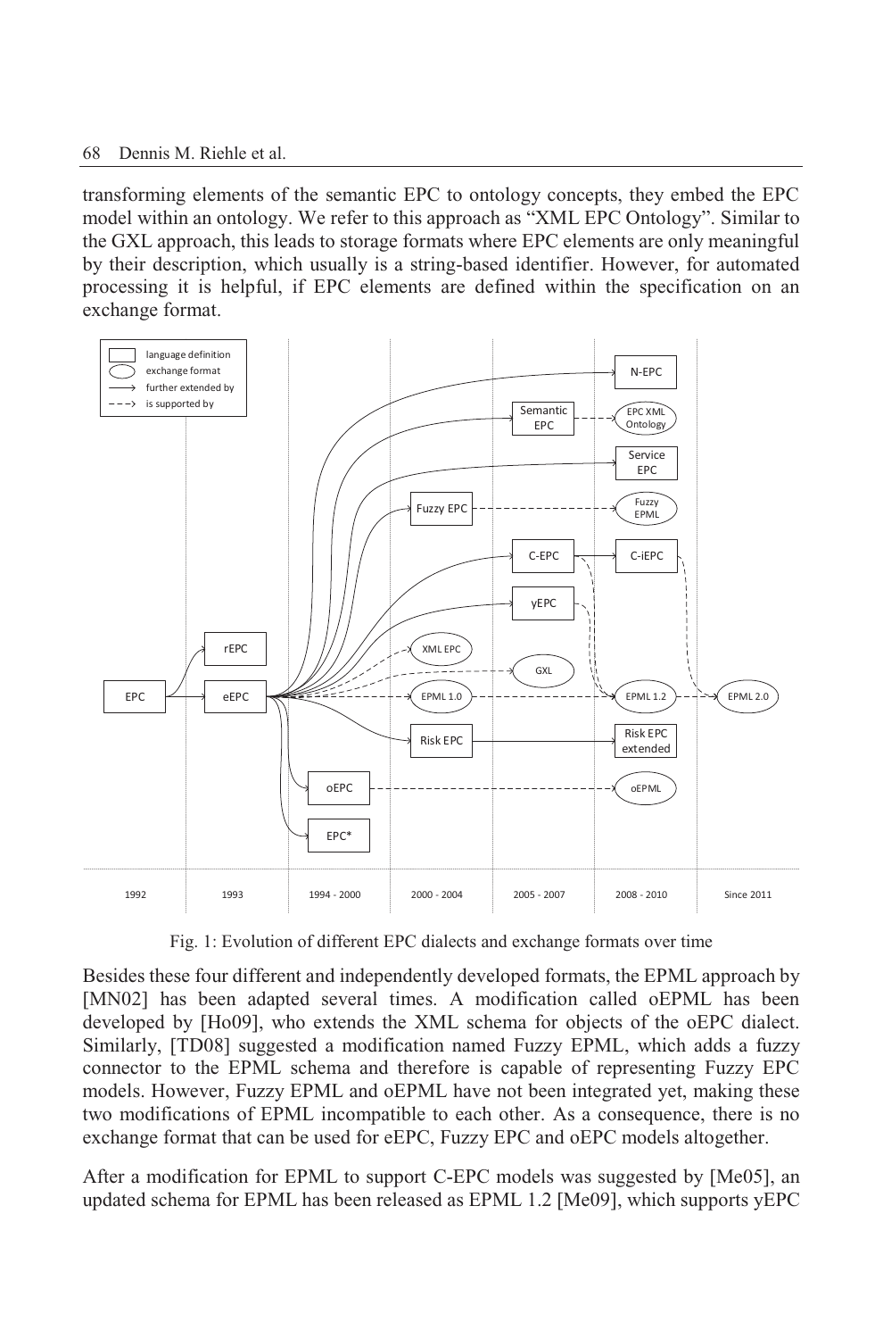transforming elements of the semantic EPC to ontology concepts, they embed the EPC model within an ontology. We refer to this approach as "XML EPC Ontology". Similar to the GXL approach, this leads to storage formats where EPC elements are only meaningful by their description, which usually is a string-based identifier. However, for automated processing it is helpful, if EPC elements are defined within the specification on an exchange format.

Fig. 1: Evolution of different EPC dialects and exchange formats over time

Besides these four different and independently developed formats, the EPML approach by [MN02] has been adapted several times. A modification called oEPML has been developed by [Ho09], who extends the XML schema for objects of the oEPC dialect. Similarly, [TD08] suggested a modification named Fuzzy EPML, which adds a fuzzy connector to the EPML schema and therefore is capable of representing Fuzzy EPC models. However, Fuzzy EPML and oEPML have not been integrated yet, making these two modifications of EPML incompatible to each other. As a consequence, there is no exchange format that can be used for eEPC, Fuzzy EPC and oEPC models altogether.

After a modification for EPML to support C-EPC models was suggested by [Me05], an updated schema for EPML has been released as EPML 1.2 [Me09], which supports yEPC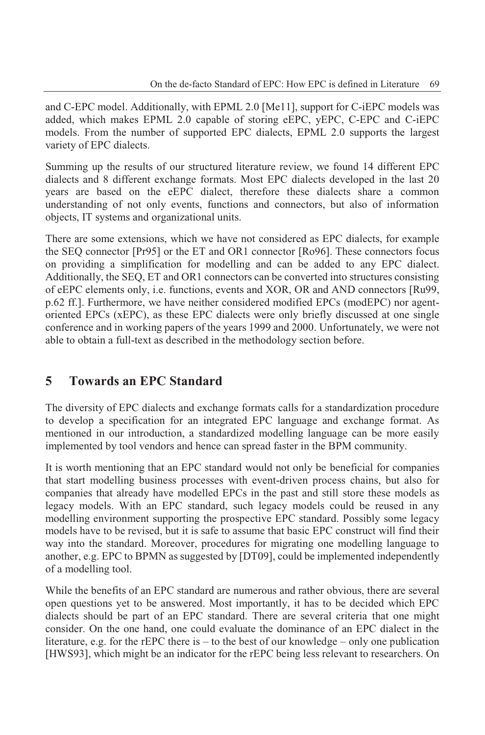and C-EPC model. Additionally, with EPML 2.0 [Me11], support for C-iEPC models was added, which makes EPML 2.0 capable of storing eEPC, yEPC, C-EPC and C-iEPC models. From the number of supported EPC dialects, EPML 2.0 supports the largest variety of EPC dialects.

Summing up the results of our structured literature review, we found 14 different EPC dialects and 8 different exchange formats. Most EPC dialects developed in the last 20 years are based on the eEPC dialect, therefore these dialects share a common understanding of not only events, functions and connectors, but also of information objects, IT systems and organizational units.

There are some extensions, which we have not considered as EPC dialects, for example the SEQ connector [Pr95] or the ET and OR1 connector [Ro96]. These connectors focus on providing a simplification for modelling and can be added to any EPC dialect. Additionally, the SEQ, ET and OR1 connectors can be converted into structures consisting of eEPC elements only, i.e. functions, events and XOR, OR and AND connectors [Ru99, p.62 ff.]. Furthermore, we have neither considered modified EPCs (modEPC) nor agent-oriented EPCs (xEPC), as these EPC dialects were only briefly discussed at one single conference and in working papers of the years 1999 and 2000. Unfortunately, we were not able to obtain a full-text as described in the methodology section before.

## 5 Towards an EPC Standard

The diversity of EPC dialects and exchange formats calls for a standardization procedure to develop a specification for an integrated EPC language and exchange format. As mentioned in our introduction, a standardized modelling language can be more easily implemented by tool vendors and hence can spread faster in the BPM community.

It is worth mentioning that an EPC standard would not only be beneficial for companies that start modelling business processes with event-driven process chains, but also for companies that already have modelled EPCs in the past and still store these models as legacy models. With an EPC standard, such legacy models could be reused in any modelling environment supporting the prospective EPC standard. Possibly some legacy models have to be revised, but it is safe to assume that basic EPC construct will find their way into the standard. Moreover, procedures for migrating one modelling language to another, e.g. EPC to BPMN as suggested by [DT09], could be implemented independently of a modelling tool.

While the benefits of an EPC standard are numerous and rather obvious, there are several open questions yet to be answered. Most importantly, it has to be decided which EPC dialects should be part of an EPC standard. There are several criteria that one might consider. On the one hand, one could evaluate the dominance of an EPC dialect in the literature, e.g. for the rEPC there is – to the best of our knowledge – only one publication [HWS93], which might be an indicator for the rEPC being less relevant to researchers. On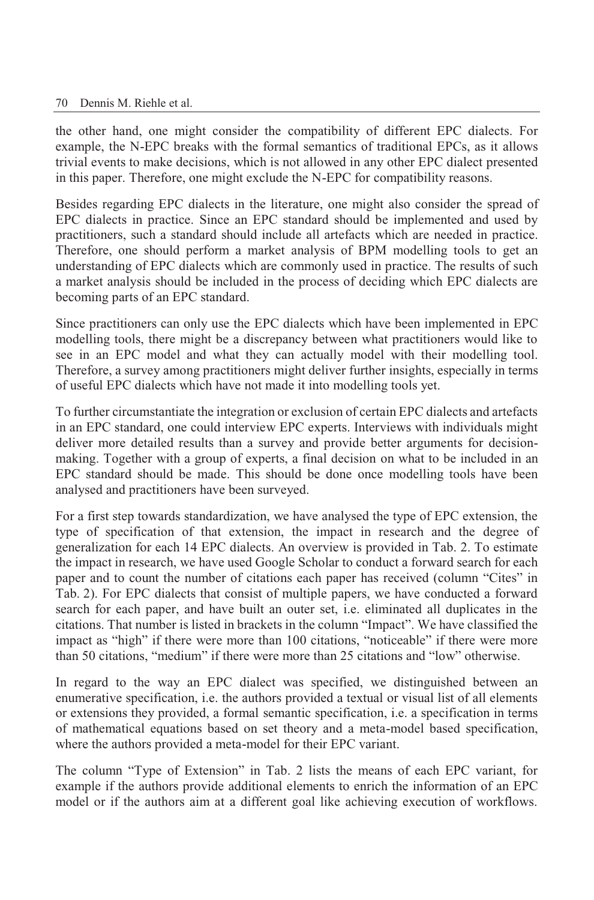the other hand, one might consider the compatibility of different EPC dialects. For example, the N-EPC breaks with the formal semantics of traditional EPCs, as it allows trivial events to make decisions, which is not allowed in any other EPC dialect presented in this paper. Therefore, one might exclude the N-EPC for compatibility reasons.

Besides regarding EPC dialects in the literature, one might also consider the spread of EPC dialects in practice. Since an EPC standard should be implemented and used by practitioners, such a standard should include all artefacts which are needed in practice. Therefore, one should perform a market analysis of BPM modelling tools to get an understanding of EPC dialects which are commonly used in practice. The results of such a market analysis should be included in the process of deciding which EPC dialects are becoming parts of an EPC standard.

Since practitioners can only use the EPC dialects which have been implemented in EPC modelling tools, there might be a discrepancy between what practitioners would like to see in an EPC model and what they can actually model with their modelling tool. Therefore, a survey among practitioners might deliver further insights, especially in terms of useful EPC dialects which have not made it into modelling tools yet.

To further circumstantiate the integration or exclusion of certain EPC dialects and artefacts in an EPC standard, one could interview EPC experts. Interviews with individuals might deliver more detailed results than a survey and provide better arguments for decision-making. Together with a group of experts, a final decision on what to be included in an EPC standard should be made. This should be done once modelling tools have been analysed and practitioners have been surveyed.

For a first step towards standardization, we have analysed the type of EPC extension, the type of specification of that extension, the impact in research and the degree of generalization for each 14 EPC dialects. An overview is provided in Tab. 2. To estimate the impact in research, we have used Google Scholar to conduct a forward search for each paper and to count the number of citations each paper has received (column "Cites" in Tab. 2). For EPC dialects that consist of multiple papers, we have conducted a forward search for each paper, and have built an outer set, i.e. eliminated all duplicates in the citations. That number is listed in brackets in the column "Impact". We have classified the impact as "high" if there were more than 100 citations, "noticeable" if there were more than 50 citations, "medium" if there were more than 25 citations and "low" otherwise.

In regard to the way an EPC dialect was specified, we distinguished between an enumerative specification, i.e. the authors provided a textual or visual list of all elements or extensions they provided, a formal semantic specification, i.e. a specification in terms of mathematical equations based on set theory and a meta-model based specification, where the authors provided a meta-model for their EPC variant.

The column "Type of Extension" in Tab. 2 lists the means of each EPC variant, for example if the authors provide additional elements to enrich the information of an EPC model or if the authors aim at a different goal like achieving execution of workflows.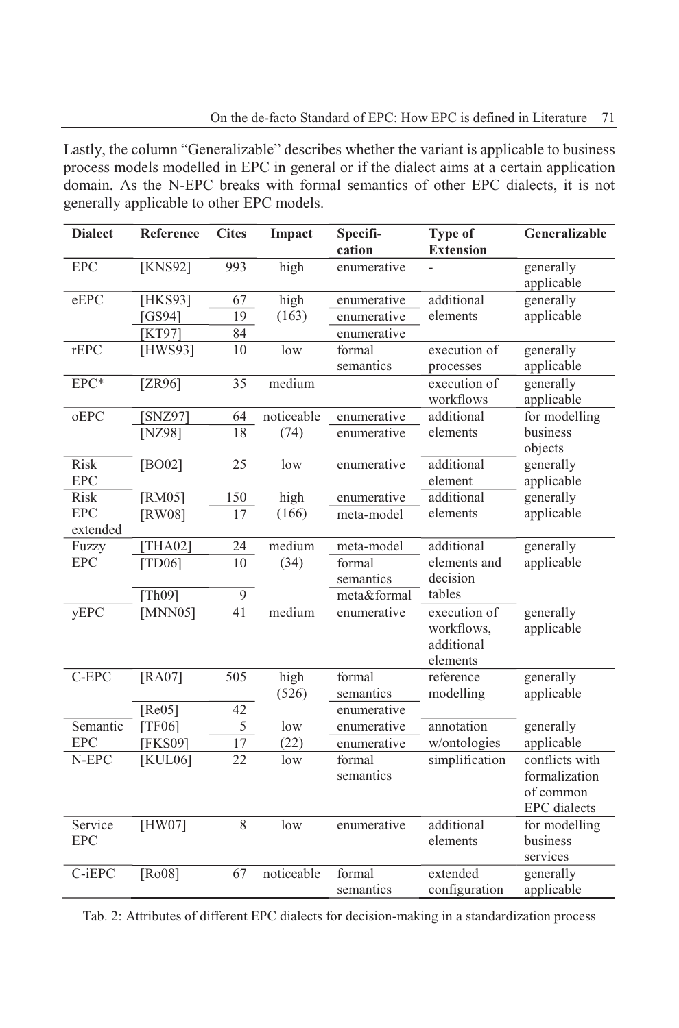Lastly, the column "Generalizable" describes whether the variant is applicable to business process models modelled in EPC in general or if the dialect aims at a certain application domain. As the N-EPC breaks with formal semantics of other EPC dialects, it is not generally applicable to other EPC models.

| Dialect | Reference | Cites | Impact | Specification | Type of Extension | Generalizable |
|---|---|---|---|---|---|---|
| EPC | [KNS92] | 993 | high | enumerative | - | generally applicable |
| eEPC | [HKS93] | 67 | high (163) | enumerative | additional elements | generally applicable |
| | [GS94] | 19 | | enumerative | | |
| | [KT97] | 84 | | enumerative | | |
| rEPC | [HWS93] | 10 | low | formal semantics | execution of processes | generally applicable |
| EPC* | [ZR96] | 35 | medium | | execution of workflows | generally applicable |
| oEPC | [SNZ97] | 64 | noticeable (74) | enumerative | additional elements | for modelling business objects |
| | [NZ98] | 18 | | enumerative | | |
| Risk EPC | [BO02] | 25 | low | enumerative | additional element | generally applicable |
| Risk EPC extended | [RM05] | 150 | high (166) | enumerative | additional elements | generally applicable |
| | [RW08] | 17 | | meta-model | | |
| Fuzzy EPC | [THA02] | 24 | medium (34) | meta-model | additional elements and decision tables | generally applicable |
| | [TD06] | 10 | | formal semantics | | |
| | [Th09] | 9 | | meta&formal | | |
| yEPC | [MNN05] | 41 | medium | enumerative | execution of workflows, additional elements | generally applicable |
| C-EPC | [RA07] | 505 | high (526) | formal semantics | reference modelling | generally applicable |
| | [Re05] | 42 | | enumerative | | |
| Semantic EPC | [TF06] | 5 | low (22) | enumerative | annotation w/ontologies | generally applicable |
| | [FKS09] | 17 | | enumerative | | |
| N-EPC | [KUL06] | 22 | low | formal semantics | simplification | conflicts with formalization of common EPC dialects |
| Service EPC | [HW07] | 8 | low | enumerative | additional elements | for modelling business services |
| C-iEPC | [Ro08] | 67 | noticeable | formal semantics | extended configuration | generally applicable |

Tab. 2: Attributes of different EPC dialects for decision-making in a standardization process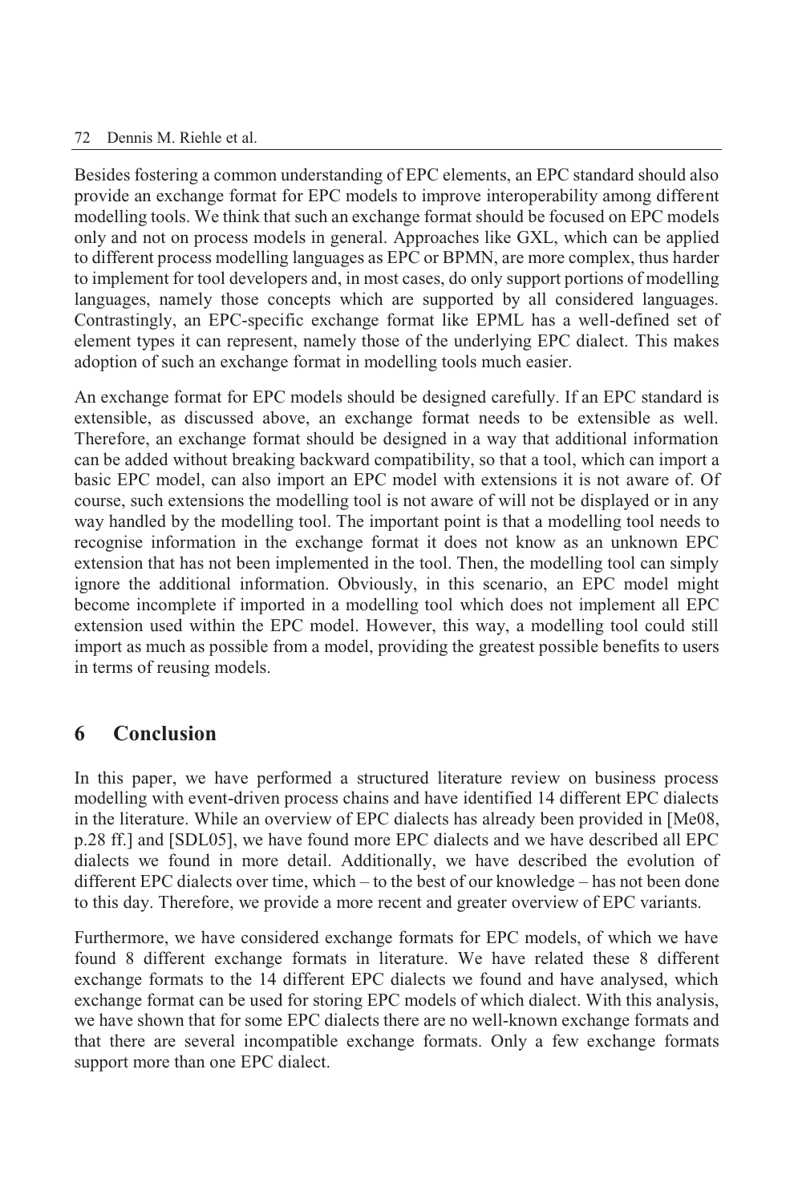Besides fostering a common understanding of EPC elements, an EPC standard should also provide an exchange format for EPC models to improve interoperability among different modelling tools. We think that such an exchange format should be focused on EPC models only and not on process models in general. Approaches like GXL, which can be applied to different process modelling languages as EPC or BPMN, are more complex, thus harder to implement for tool developers and, in most cases, do only support portions of modelling languages, namely those concepts which are supported by all considered languages. Contrastingly, an EPC-specific exchange format like EPML has a well-defined set of element types it can represent, namely those of the underlying EPC dialect. This makes adoption of such an exchange format in modelling tools much easier.

An exchange format for EPC models should be designed carefully. If an EPC standard is extensible, as discussed above, an exchange format needs to be extensible as well. Therefore, an exchange format should be designed in a way that additional information can be added without breaking backward compatibility, so that a tool, which can import a basic EPC model, can also import an EPC model with extensions it is not aware of. Of course, such extensions the modelling tool is not aware of will not be displayed or in any way handled by the modelling tool. The important point is that a modelling tool needs to recognise information in the exchange format it does not know as an unknown EPC extension that has not been implemented in the tool. Then, the modelling tool can simply ignore the additional information. Obviously, in this scenario, an EPC model might become incomplete if imported in a modelling tool which does not implement all EPC extension used within the EPC model. However, this way, a modelling tool could still import as much as possible from a model, providing the greatest possible benefits to users in terms of reusing models.

## 6 Conclusion

In this paper, we have performed a structured literature review on business process modelling with event-driven process chains and have identified 14 different EPC dialects in the literature. While an overview of EPC dialects has already been provided in [Me08, p.28 ff.] and [SDL05], we have found more EPC dialects and we have described all EPC dialects we found in more detail. Additionally, we have described the evolution of different EPC dialects over time, which – to the best of our knowledge – has not been done to this day. Therefore, we provide a more recent and greater overview of EPC variants.

Furthermore, we have considered exchange formats for EPC models, of which we have found 8 different exchange formats in literature. We have related these 8 different exchange formats to the 14 different EPC dialects we found and have analysed, which exchange format can be used for storing EPC models of which dialect. With this analysis, we have shown that for some EPC dialects there are no well-known exchange formats and that there are several incompatible exchange formats. Only a few exchange formats support more than one EPC dialect.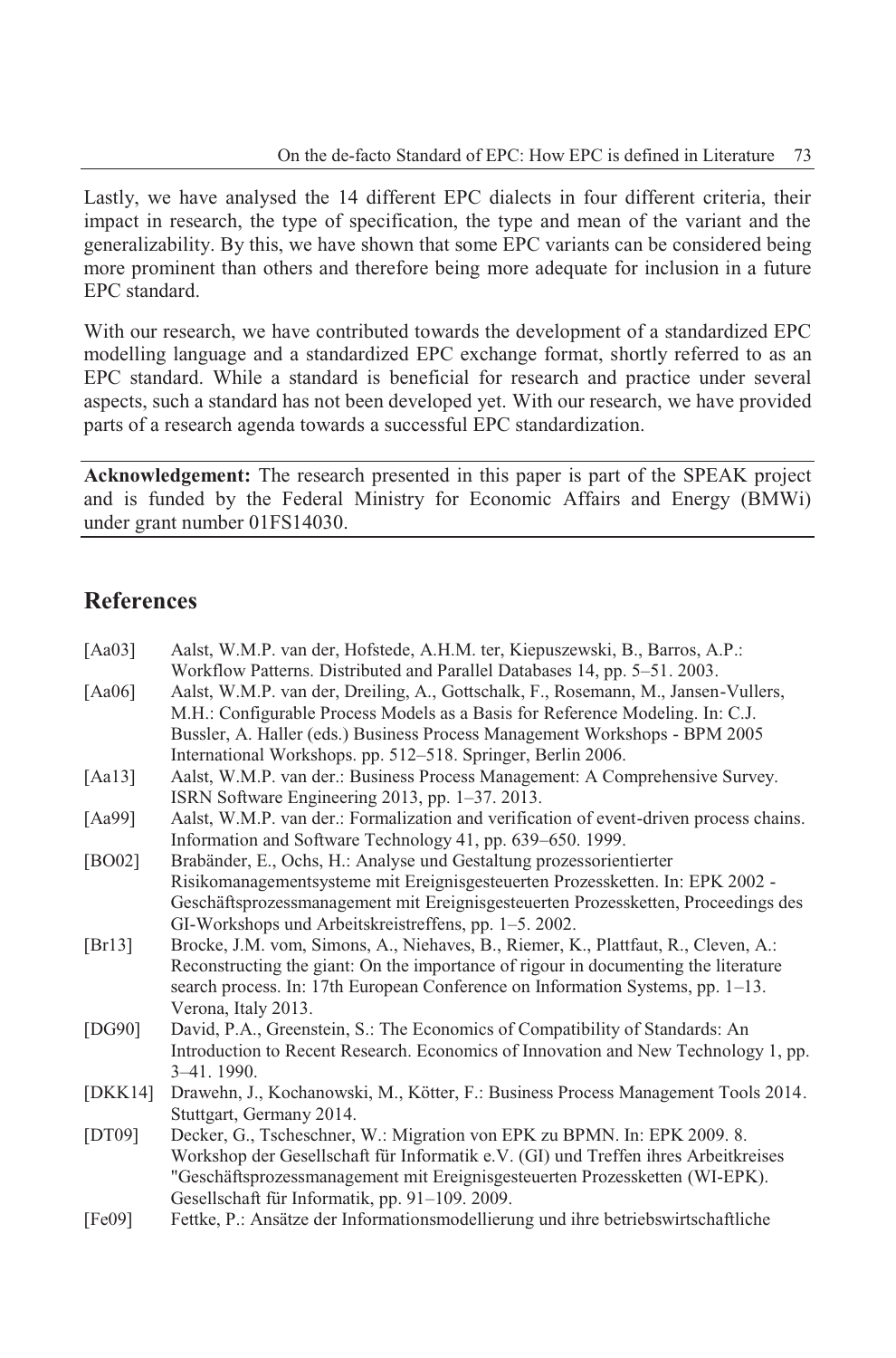Lastly, we have analysed the 14 different EPC dialects in four different criteria, their impact in research, the type of specification, the type and mean of the variant and the generalizability. By this, we have shown that some EPC variants can be considered being more prominent than others and therefore being more adequate for inclusion in a future EPC standard.

With our research, we have contributed towards the development of a standardized EPC modelling language and a standardized EPC exchange format, shortly referred to as an EPC standard. While a standard is beneficial for research and practice under several aspects, such a standard has not been developed yet. With our research, we have provided parts of a research agenda towards a successful EPC standardization.

**Acknowledgement:** The research presented in this paper is part of the SPEAK project and is funded by the Federal Ministry for Economic Affairs and Energy (BMWi) under grant number 01FS14030.

## References

[Aa03] Aalst, W.M.P. van der, Hofstede, A.H.M. ter, Kiepuszewski, B., Barros, A.P.: Workflow Patterns. Distributed and Parallel Databases 14, pp. 5–51. 2003.

[Aa06] Aalst, W.M.P. van der, Dreiling, A., Gottschalk, F., Rosemann, M., Jansen-Vullers, M.H.: Configurable Process Models as a Basis for Reference Modeling. In: C.J. Bussler, A. Haller (eds.) Business Process Management Workshops - BPM 2005 International Workshops. pp. 512–518. Springer, Berlin 2006.

[Aa13] Aalst, W.M.P. van der.: Business Process Management: A Comprehensive Survey. ISRN Software Engineering 2013, pp. 1–37. 2013.

[Aa99] Aalst, W.M.P. van der.: Formalization and verification of event-driven process chains. Information and Software Technology 41, pp. 639–650. 1999.

[BO02] Brabänder, E., Ochs, H.: Analyse und Gestaltung prozessorientierter Risikomanagementsysteme mit Ereignisgesteuerten Prozessketten. In: EPK 2002 - Geschäftsprozessmanagement mit Ereignisgesteuerten Prozessketten, Proceedings des GI-Workshops und Arbeitskreistreffens, pp. 1–5. 2002.

[Br13] Brocke, J.M. vom, Simons, A., Niehaves, B., Riemer, K., Plattfaut, R., Cleven, A.: Reconstructing the giant: On the importance of rigour in documenting the literature search process. In: 17th European Conference on Information Systems, pp. 1–13. Verona, Italy 2013.

[DG90] David, P.A., Greenstein, S.: The Economics of Compatibility of Standards: An Introduction to Recent Research. Economics of Innovation and New Technology 1, pp. 3–41. 1990.

[DKK14] Drawehn, J., Kochanowski, M., Kötter, F.: Business Process Management Tools 2014. Stuttgart, Germany 2014.

[DT09] Decker, G., Tscheschner, W.: Migration von EPK zu BPMN. In: EPK 2009. 8. Workshop der Gesellschaft für Informatik e.V. (GI) und Treffen ihres Arbeitkreises "Geschäftsprozessmanagement mit Ereignisgesteuerten Prozessketten (WI-EPK). Gesellschaft für Informatik, pp. 91–109. 2009.

[Fe09] Fettke, P.: Ansätze der Informationsmodellierung und ihre betriebswirtschaftliche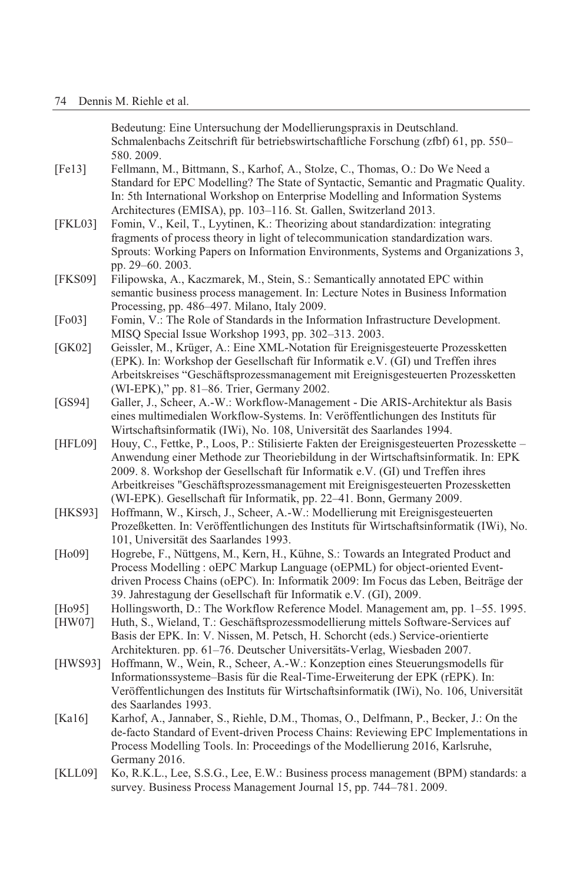Bedeutung: Eine Untersuchung der Modellierungspraxis in Deutschland. Schmalenbachs Zeitschrift für betriebswirtschaftliche Forschung (zfbf) 61, pp. 550–580. 2009.

[Fe13] Fellmann, M., Bittmann, S., Karhof, A., Stolze, C., Thomas, O.: Do We Need a Standard for EPC Modelling? The State of Syntactic, Semantic and Pragmatic Quality. In: 5th International Workshop on Enterprise Modelling and Information Systems Architectures (EMISA), pp. 103–116. St. Gallen, Switzerland 2013.

[FKL03] Fomin, V., Keil, T., Lyytinen, K.: Theorizing about standardization: integrating fragments of process theory in light of telecommunication standardization wars. Sprouts: Working Papers on Information Environments, Systems and Organizations 3, pp. 29–60. 2003.

[FKS09] Filipowska, A., Kaczmarek, M., Stein, S.: Semantically annotated EPC within semantic business process management. In: Lecture Notes in Business Information Processing, pp. 486–497. Milano, Italy 2009.

[Fo03] Fomin, V.: The Role of Standards in the Information Infrastructure Development. MISQ Special Issue Workshop 1993, pp. 302–313. 2003.

[GK02] Geissler, M., Krüger, A.: Eine XML-Notation für Ereignisgesteuerte Prozessketten (EPK). In: Workshop der Gesellschaft für Informatik e.V. (GI) und Treffen ihres Arbeitskreises "Geschäftsprozessmanagement mit Ereignisgesteuerten Prozessketten (WI-EPK)," pp. 81–86. Trier, Germany 2002.

[GS94] Galler, J., Scheer, A.-W.: Workflow-Management - Die ARIS-Architektur als Basis eines multimedialen Workflow-Systems. In: Veröffentlichungen des Instituts für Wirtschaftsinformatik (IWi), No. 108, Universität des Saarlandes 1994.

[HFL09] Houy, C., Fettke, P., Loos, P.: Stilisierte Fakten der Ereignisgesteuerten Prozesskette – Anwendung einer Methode zur Theoriebildung in der Wirtschaftsinformatik. In: EPK 2009. 8. Workshop der Gesellschaft für Informatik e.V. (GI) und Treffen ihres Arbeitkreises "Geschäftsprozessmanagement mit Ereignisgesteuerten Prozessketten (WI-EPK). Gesellschaft für Informatik, pp. 22–41. Bonn, Germany 2009.

[HKS93] Hoffmann, W., Kirsch, J., Scheer, A.-W.: Modellierung mit Ereignisgesteuerten Prozeßketten. In: Veröffentlichungen des Instituts für Wirtschaftsinformatik (IWi), No. 101, Universität des Saarlandes 1993.

[Ho09] Hogrebe, F., Nüttgens, M., Kern, H., Kühne, S.: Towards an Integrated Product and Process Modelling : oEPC Markup Language (oEPML) for object-oriented Event-driven Process Chains (oEPC). In: Informatik 2009: Im Focus das Leben, Beiträge der 39. Jahrestagung der Gesellschaft für Informatik e.V. (GI), 2009.

[Ho95] Hollingsworth, D.: The Workflow Reference Model. Management am, pp. 1–55. 1995.

[HW07] Huth, S., Wieland, T.: Geschäftsprozessmodellierung mittels Software-Services auf Basis der EPK. In: V. Nissen, M. Petsch, H. Schorcht (eds.) Service-orientierte Architekturen. pp. 61–76. Deutscher Universitäts-Verlag, Wiesbaden 2007.

[HWS93] Hoffmann, W., Wein, R., Scheer, A.-W.: Konzeption eines Steuerungsmodells für Informationssysteme–Basis für die Real-Time-Erweiterung der EPK (rEPK). In: Veröffentlichungen des Instituts für Wirtschaftsinformatik (IWi), No. 106, Universität des Saarlandes 1993.

[Ka16] Karhof, A., Jannaber, S., Riehle, D.M., Thomas, O., Delfmann, P., Becker, J.: On the de-facto Standard of Event-driven Process Chains: Reviewing EPC Implementations in Process Modelling Tools. In: Proceedings of the Modellierung 2016, Karlsruhe, Germany 2016.

[KLL09] Ko, R.K.L., Lee, S.S.G., Lee, E.W.: Business process management (BPM) standards: a survey. Business Process Management Journal 15, pp. 744–781. 2009.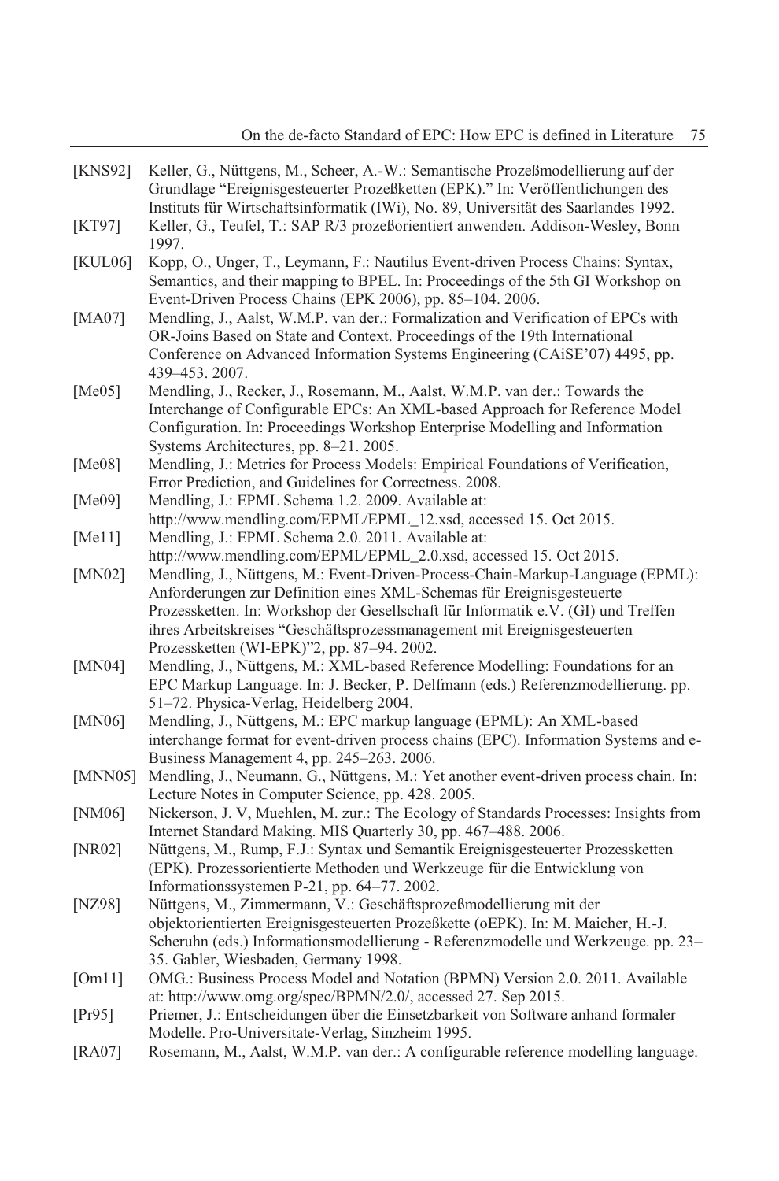[KNS92] Keller, G., Nüttgens, M., Scheer, A.-W.: Semantische Prozeßmodellierung auf der Grundlage "Ereignisgesteuerter Prozeßketten (EPK)." In: Veröffentlichungen des Instituts für Wirtschaftsinformatik (IWi), No. 89, Universität des Saarlandes 1992.

[KT97] Keller, G., Teufel, T.: SAP R/3 prozeßorientiert anwenden. Addison-Wesley, Bonn 1997.

[KUL06] Kopp, O., Unger, T., Leymann, F.: Nautilus Event-driven Process Chains: Syntax, Semantics, and their mapping to BPEL. In: Proceedings of the 5th GI Workshop on Event-Driven Process Chains (EPK 2006), pp. 85–104. 2006.

[MA07] Mendling, J., Aalst, W.M.P. van der.: Formalization and Verification of EPCs with OR-Joins Based on State and Context. Proceedings of the 19th International Conference on Advanced Information Systems Engineering (CAiSE'07) 4495, pp. 439–453. 2007.

[Me05] Mendling, J., Recker, J., Rosemann, M., Aalst, W.M.P. van der.: Towards the Interchange of Configurable EPCs: An XML-based Approach for Reference Model Configuration. In: Proceedings Workshop Enterprise Modelling and Information Systems Architectures, pp. 8–21. 2005.

[Me08] Mendling, J.: Metrics for Process Models: Empirical Foundations of Verification, Error Prediction, and Guidelines for Correctness. 2008.

[Me09] Mendling, J.: EPML Schema 1.2. 2009. Available at: http://www.mendling.com/EPML/EPML_12.xsd, accessed 15. Oct 2015.

[Me11] Mendling, J.: EPML Schema 2.0. 2011. Available at: http://www.mendling.com/EPML/EPML_2.0.xsd, accessed 15. Oct 2015.

[MN02] Mendling, J., Nüttgens, M.: Event-Driven-Process-Chain-Markup-Language (EPML): Anforderungen zur Definition eines XML-Schemas für Ereignisgesteuerte Prozessketten. In: Workshop der Gesellschaft für Informatik e.V. (GI) und Treffen ihres Arbeitskreises "Geschäftsprozessmanagement mit Ereignisgesteuerten Prozessketten (WI-EPK)"2, pp. 87–94. 2002.

[MN04] Mendling, J., Nüttgens, M.: XML-based Reference Modelling: Foundations for an EPC Markup Language. In: J. Becker, P. Delfmann (eds.) Referenzmodellierung. pp. 51–72. Physica-Verlag, Heidelberg 2004.

[MN06] Mendling, J., Nüttgens, M.: EPC markup language (EPML): An XML-based interchange format for event-driven process chains (EPC). Information Systems and e-Business Management 4, pp. 245–263. 2006.

[MNN05] Mendling, J., Neumann, G., Nüttgens, M.: Yet another event-driven process chain. In: Lecture Notes in Computer Science, pp. 428. 2005.

[NM06] Nickerson, J. V, Muehlen, M. zur.: The Ecology of Standards Processes: Insights from Internet Standard Making. MIS Quarterly 30, pp. 467–488. 2006.

[NR02] Nüttgens, M., Rump, F.J.: Syntax und Semantik Ereignisgesteuerter Prozessketten (EPK). Prozessorientierte Methoden und Werkzeuge für die Entwicklung von Informationssystemen P-21, pp. 64–77. 2002.

[NZ98] Nüttgens, M., Zimmermann, V.: Geschäftsprozeßmodellierung mit der objektorientierten Ereignisgesteuerten Prozeßkette (oEPK). In: M. Maicher, H.-J. Scheruhn (eds.) Informationsmodellierung - Referenzmodelle und Werkzeuge. pp. 23–35. Gabler, Wiesbaden, Germany 1998.

[Om11] OMG.: Business Process Model and Notation (BPMN) Version 2.0. 2011. Available at: http://www.omg.org/spec/BPMN/2.0/, accessed 27. Sep 2015.

[Pr95] Priemer, J.: Entscheidungen über die Einsetzbarkeit von Software anhand formaler Modelle. Pro-Universitate-Verlag, Sinzheim 1995.

[RA07] Rosemann, M., Aalst, W.M.P. van der.: A configurable reference modelling language.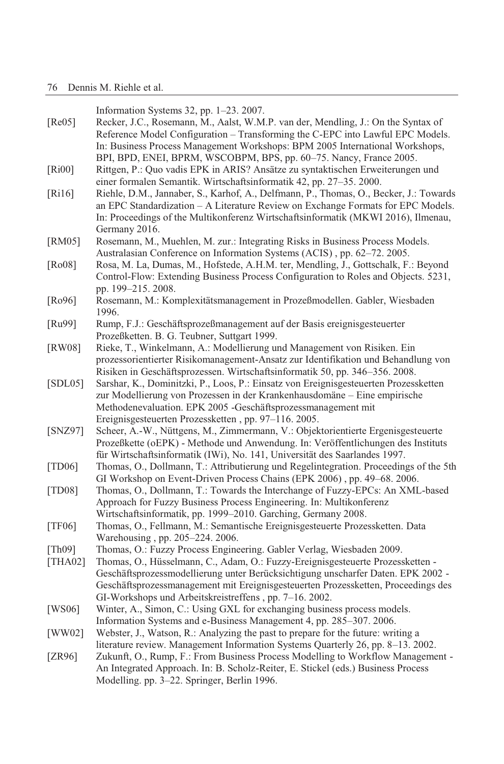Information Systems 32, pp. 1–23. 2007.

[Re05] Recker, J.C., Rosemann, M., Aalst, W.M.P. van der, Mendling, J.: On the Syntax of Reference Model Configuration – Transforming the C-EPC into Lawful EPC Models. In: Business Process Management Workshops: BPM 2005 International Workshops, BPI, BPD, ENEI, BPRM, WSCOBPM, BPS, pp. 60–75. Nancy, France 2005.

[Ri00] Rittgen, P.: Quo vadis EPK in ARIS? Ansätze zu syntaktischen Erweiterungen und einer formalen Semantik. Wirtschaftsinformatik 42, pp. 27–35. 2000.

[Ri16] Riehle, D.M., Jannaber, S., Karhof, A., Delfmann, P., Thomas, O., Becker, J.: Towards an EPC Standardization – A Literature Review on Exchange Formats for EPC Models. In: Proceedings of the Multikonferenz Wirtschaftsinformatik (MKWI 2016), Ilmenau, Germany 2016.

[RM05] Rosemann, M., Muehlen, M. zur.: Integrating Risks in Business Process Models. Australasian Conference on Information Systems (ACIS) , pp. 62–72. 2005.

[Ro08] Rosa, M. La, Dumas, M., Hofstede, A.H.M. ter, Mendling, J., Gottschalk, F.: Beyond Control-Flow: Extending Business Process Configuration to Roles and Objects. 5231, pp. 199–215. 2008.

[Ro96] Rosemann, M.: Komplexitätsmanagement in Prozeßmodellen. Gabler, Wiesbaden 1996.

[Ru99] Rump, F.J.: Geschäftsprozeßmanagement auf der Basis ereignisgesteuerter Prozeßketten. B. G. Teubner, Suttgart 1999.

[RW08] Rieke, T., Winkelmann, A.: Modellierung und Management von Risiken. Ein prozessorientierter Risikomanagement-Ansatz zur Identifikation und Behandlung von Risiken in Geschäftsprozessen. Wirtschaftsinformatik 50, pp. 346–356. 2008.

[SDL05] Sarshar, K., Dominitzki, P., Loos, P.: Einsatz von Ereignisgesteuerten Prozessketten zur Modellierung von Prozessen in der Krankenhausdomäne – Eine empirische Methodenevaluation. EPK 2005 -Geschäftsprozessmanagement mit Ereignisgesteuerten Prozessketten , pp. 97–116. 2005.

[SNZ97] Scheer, A.-W., Nüttgens, M., Zimmermann, V.: Objektorientierte Ergenisgesteuerte Prozeßkette (oEPK) - Methode und Anwendung. In: Veröffentlichungen des Instituts für Wirtschaftsinformatik (IWi), No. 141, Universität des Saarlandes 1997.

[TD06] Thomas, O., Dollmann, T.: Attributierung und Regelintegration. Proceedings of the 5th GI Workshop on Event-Driven Process Chains (EPK 2006) , pp. 49–68. 2006.

[TD08] Thomas, O., Dollmann, T.: Towards the Interchange of Fuzzy-EPCs: An XML-based Approach for Fuzzy Business Process Engineering. In: Multikonferenz Wirtschaftsinformatik, pp. 1999–2010. Garching, Germany 2008.

[TF06] Thomas, O., Fellmann, M.: Semantische Ereignisgesteuerte Prozessketten. Data Warehousing , pp. 205–224. 2006.

[Th09] Thomas, O.: Fuzzy Process Engineering. Gabler Verlag, Wiesbaden 2009.

[THA02] Thomas, O., Hüsselmann, C., Adam, O.: Fuzzy-Ereignisgesteuerte Prozessketten - Geschäftsprozessmodellierung unter Berücksichtigung unscharfer Daten. EPK 2002 - Geschäftsprozessmanagement mit Ereignisgesteuerten Prozessketten, Proceedings des GI-Workshops und Arbeitskreistreffens , pp. 7–16. 2002.

[WS06] Winter, A., Simon, C.: Using GXL for exchanging business process models. Information Systems and e-Business Management 4, pp. 285–307. 2006.

[WW02] Webster, J., Watson, R.: Analyzing the past to prepare for the future: writing a literature review. Management Information Systems Quarterly 26, pp. 8–13. 2002.

[ZR96] Zukunft, O., Rump, F.: From Business Process Modelling to Workflow Management - An Integrated Approach. In: B. Scholz-Reiter, E. Stickel (eds.) Business Process Modelling. pp. 3–22. Springer, Berlin 1996.